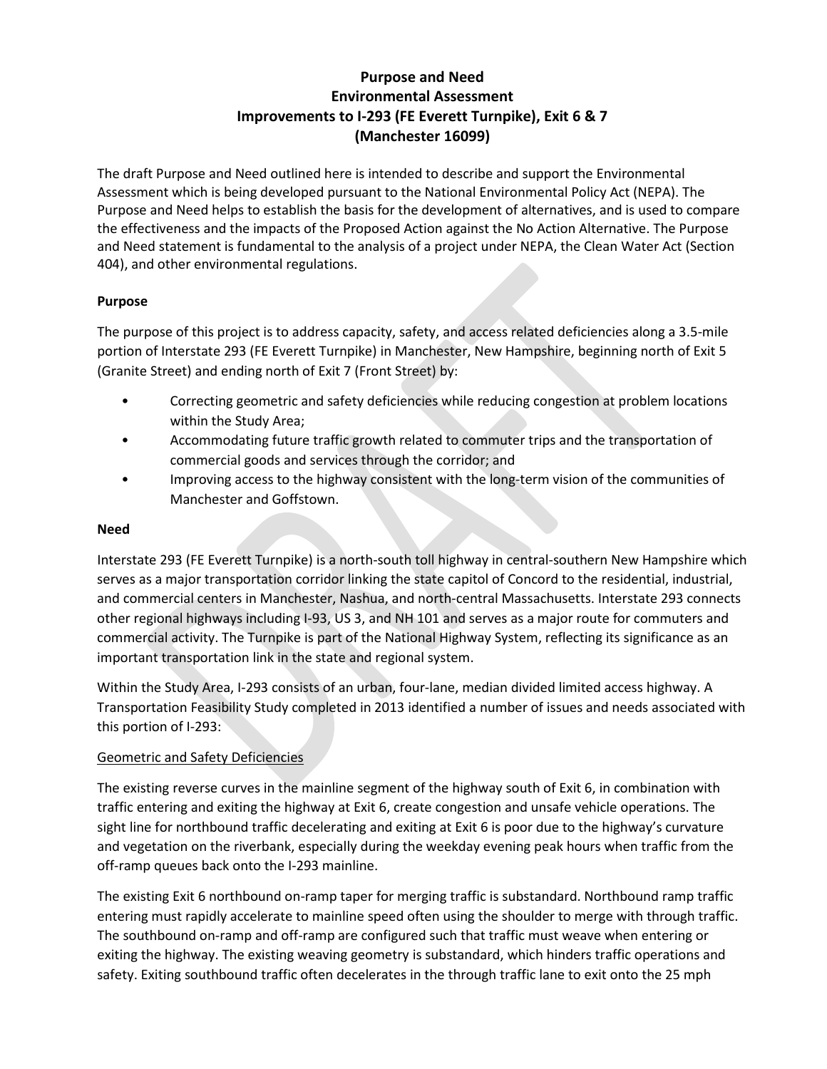# Purpose and Need
# Environmental Assessment
# Improvements to I-293 (FE Everett Turnpike), Exit 6 & 7
# (Manchester 16099)

The draft Purpose and Need outlined here is intended to describe and support the Environmental Assessment which is being developed pursuant to the National Environmental Policy Act (NEPA). The Purpose and Need helps to establish the basis for the development of alternatives, and is used to compare the effectiveness and the impacts of the Proposed Action against the No Action Alternative. The Purpose and Need statement is fundamental to the analysis of a project under NEPA, the Clean Water Act (Section 404), and other environmental regulations.

## Purpose

The purpose of this project is to address capacity, safety, and access related deficiencies along a 3.5-mile portion of Interstate 293 (FE Everett Turnpike) in Manchester, New Hampshire, beginning north of Exit 5 (Granite Street) and ending north of Exit 7 (Front Street) by:

- Correcting geometric and safety deficiencies while reducing congestion at problem locations within the Study Area;
- Accommodating future traffic growth related to commuter trips and the transportation of commercial goods and services through the corridor; and
- Improving access to the highway consistent with the long-term vision of the communities of Manchester and Goffstown.

## Need

Interstate 293 (FE Everett Turnpike) is a north-south toll highway in central-southern New Hampshire which serves as a major transportation corridor linking the state capitol of Concord to the residential, industrial, and commercial centers in Manchester, Nashua, and north-central Massachusetts. Interstate 293 connects other regional highways including I-93, US 3, and NH 101 and serves as a major route for commuters and commercial activity. The Turnpike is part of the National Highway System, reflecting its significance as an important transportation link in the state and regional system.

Within the Study Area, I-293 consists of an urban, four-lane, median divided limited access highway. A Transportation Feasibility Study completed in 2013 identified a number of issues and needs associated with this portion of I-293:

### Geometric and Safety Deficiencies

The existing reverse curves in the mainline segment of the highway south of Exit 6, in combination with traffic entering and exiting the highway at Exit 6, create congestion and unsafe vehicle operations. The sight line for northbound traffic decelerating and exiting at Exit 6 is poor due to the highway's curvature and vegetation on the riverbank, especially during the weekday evening peak hours when traffic from the off-ramp queues back onto the I-293 mainline.

The existing Exit 6 northbound on-ramp taper for merging traffic is substandard. Northbound ramp traffic entering must rapidly accelerate to mainline speed often using the shoulder to merge with through traffic. The southbound on-ramp and off-ramp are configured such that traffic must weave when entering or exiting the highway. The existing weaving geometry is substandard, which hinders traffic operations and safety. Exiting southbound traffic often decelerates in the through traffic lane to exit onto the 25 mph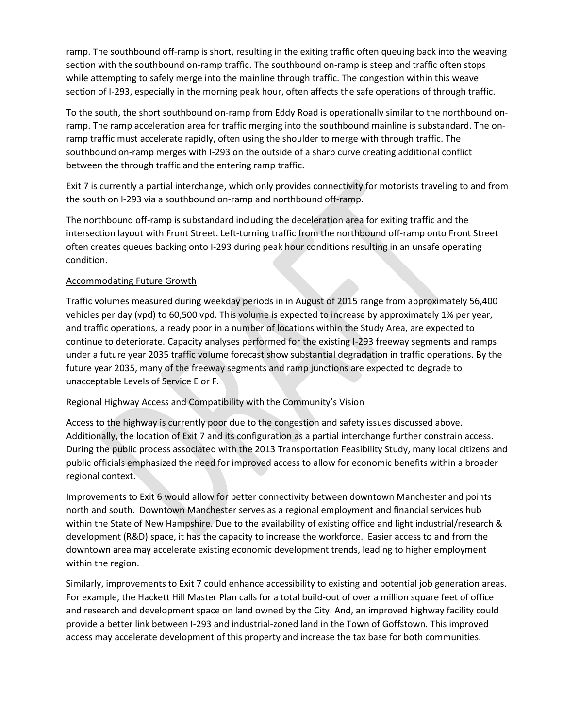ramp. The southbound off-ramp is short, resulting in the exiting traffic often queuing back into the weaving section with the southbound on-ramp traffic. The southbound on-ramp is steep and traffic often stops while attempting to safely merge into the mainline through traffic. The congestion within this weave section of I-293, especially in the morning peak hour, often affects the safe operations of through traffic.

To the south, the short southbound on-ramp from Eddy Road is operationally similar to the northbound on-ramp. The ramp acceleration area for traffic merging into the southbound mainline is substandard. The on-ramp traffic must accelerate rapidly, often using the shoulder to merge with through traffic. The southbound on-ramp merges with I-293 on the outside of a sharp curve creating additional conflict between the through traffic and the entering ramp traffic.

Exit 7 is currently a partial interchange, which only provides connectivity for motorists traveling to and from the south on I-293 via a southbound on-ramp and northbound off-ramp.

The northbound off-ramp is substandard including the deceleration area for exiting traffic and the intersection layout with Front Street. Left-turning traffic from the northbound off-ramp onto Front Street often creates queues backing onto I-293 during peak hour conditions resulting in an unsafe operating condition.

<u>Accommodating Future Growth</u>

Traffic volumes measured during weekday periods in in August of 2015 range from approximately 56,400 vehicles per day (vpd) to 60,500 vpd. This volume is expected to increase by approximately 1% per year, and traffic operations, already poor in a number of locations within the Study Area, are expected to continue to deteriorate. Capacity analyses performed for the existing I-293 freeway segments and ramps under a future year 2035 traffic volume forecast show substantial degradation in traffic operations. By the future year 2035, many of the freeway segments and ramp junctions are expected to degrade to unacceptable Levels of Service E or F.

<u>Regional Highway Access and Compatibility with the Community's Vision</u>

Access to the highway is currently poor due to the congestion and safety issues discussed above. Additionally, the location of Exit 7 and its configuration as a partial interchange further constrain access. During the public process associated with the 2013 Transportation Feasibility Study, many local citizens and public officials emphasized the need for improved access to allow for economic benefits within a broader regional context.

Improvements to Exit 6 would allow for better connectivity between downtown Manchester and points north and south. Downtown Manchester serves as a regional employment and financial services hub within the State of New Hampshire. Due to the availability of existing office and light industrial/research & development (R&D) space, it has the capacity to increase the workforce. Easier access to and from the downtown area may accelerate existing economic development trends, leading to higher employment within the region.

Similarly, improvements to Exit 7 could enhance accessibility to existing and potential job generation areas. For example, the Hackett Hill Master Plan calls for a total build-out of over a million square feet of office and research and development space on land owned by the City. And, an improved highway facility could provide a better link between I-293 and industrial-zoned land in the Town of Goffstown. This improved access may accelerate development of this property and increase the tax base for both communities.